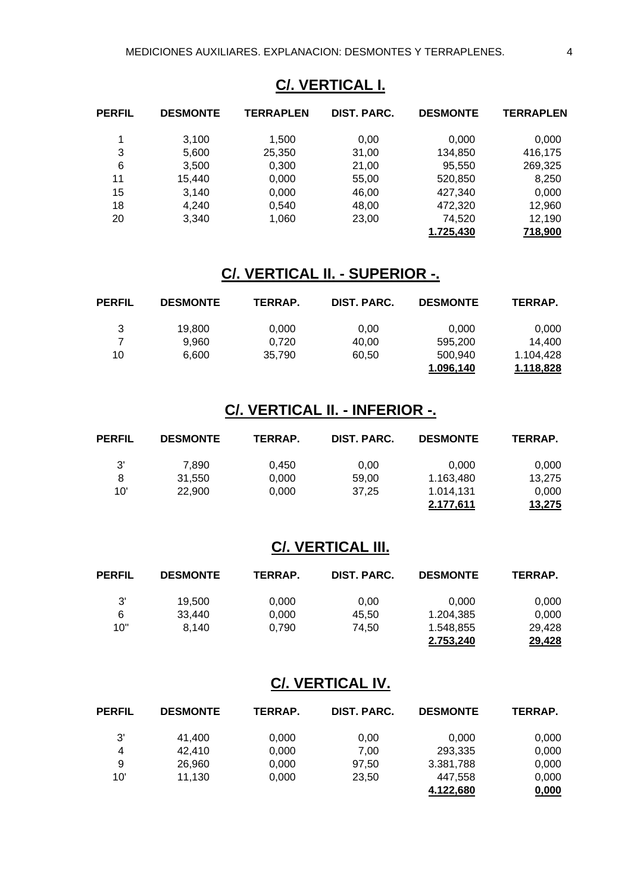## C/. VERTICAL I.

| PERFIL | DESMONTE | TERRAPLEN | DIST. PARC. | DESMONTE | TERRAPLEN |
|---|---|---|---|---|---|
| 1 | 3,100 | 1,500 | 0,00 | 0,000 | 0,000 |
| 3 | 5,600 | 25,350 | 31,00 | 134,850 | 416,175 |
| 6 | 3,500 | 0,300 | 21,00 | 95,550 | 269,325 |
| 11 | 15,440 | 0,000 | 55,00 | 520,850 | 8,250 |
| 15 | 3,140 | 0,000 | 46,00 | 427,340 | 0,000 |
| 18 | 4,240 | 0,540 | 48,00 | 472,320 | 12,960 |
| 20 | 3,340 | 1,060 | 23,00 | 74,520 | 12,190 |
| | | | | **1.725,430** | **718,900** |

## C/. VERTICAL II. - SUPERIOR -.

| PERFIL | DESMONTE | TERRAP. | DIST. PARC. | DESMONTE | TERRAP. |
|---|---|---|---|---|---|
| 3 | 19,800 | 0,000 | 0,00 | 0,000 | 0,000 |
| 7 | 9,960 | 0,720 | 40,00 | 595,200 | 14,400 |
| 10 | 6,600 | 35,790 | 60,50 | 500,940 | 1.104,428 |
| | | | | **1.096,140** | **1.118,828** |

## C/. VERTICAL II. - INFERIOR -.

| PERFIL | DESMONTE | TERRAP. | DIST. PARC. | DESMONTE | TERRAP. |
|---|---|---|---|---|---|
| 3' | 7,890 | 0,450 | 0,00 | 0,000 | 0,000 |
| 8 | 31,550 | 0,000 | 59,00 | 1.163,480 | 13,275 |
| 10' | 22,900 | 0,000 | 37,25 | 1.014,131 | 0,000 |
| | | | | **2.177,611** | **13,275** |

## C/. VERTICAL III.

| PERFIL | DESMONTE | TERRAP. | DIST. PARC. | DESMONTE | TERRAP. |
|---|---|---|---|---|---|
| 3' | 19,500 | 0,000 | 0,00 | 0,000 | 0,000 |
| 6 | 33,440 | 0,000 | 45,50 | 1.204,385 | 0,000 |
| 10'' | 8,140 | 0,790 | 74,50 | 1.548,855 | 29,428 |
| | | | | **2.753,240** | **29,428** |

## C/. VERTICAL IV.

| PERFIL | DESMONTE | TERRAP. | DIST. PARC. | DESMONTE | TERRAP. |
|---|---|---|---|---|---|
| 3' | 41,400 | 0,000 | 0,00 | 0,000 | 0,000 |
| 4 | 42,410 | 0,000 | 7,00 | 293,335 | 0,000 |
| 9 | 26,960 | 0,000 | 97,50 | 3.381,788 | 0,000 |
| 10' | 11,130 | 0,000 | 23,50 | 447,558 | 0,000 |
| | | | | **4.122,680** | **0,000** |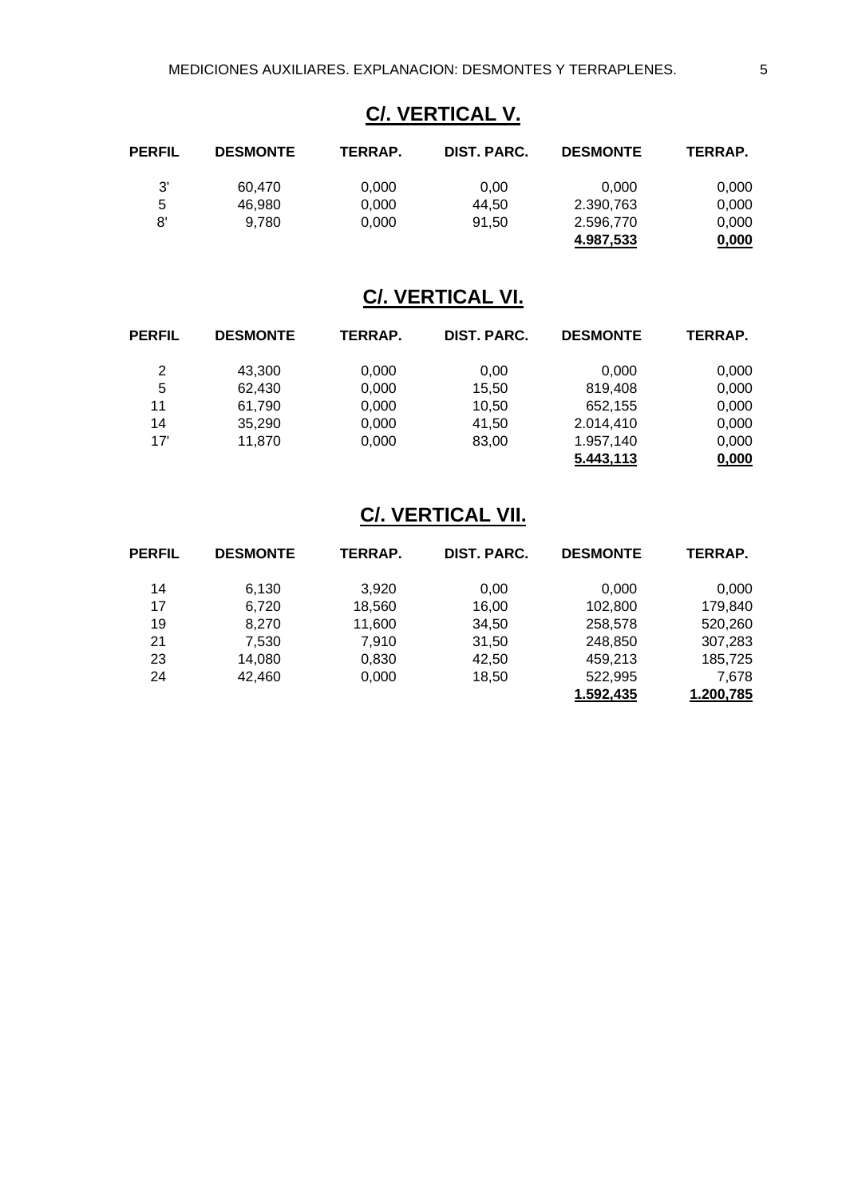## C/. VERTICAL V.

| PERFIL | DESMONTE | TERRAP. | DIST. PARC. | DESMONTE | TERRAP. |
|---|---|---|---|---|---|
| 3' | 60,470 | 0,000 | 0,00 | 0,000 | 0,000 |
| 5 | 46,980 | 0,000 | 44,50 | 2.390,763 | 0,000 |
| 8' | 9,780 | 0,000 | 91,50 | 2.596,770 | 0,000 |
| | | | | **4.987,533** | **0,000** |

## C/. VERTICAL VI.

| PERFIL | DESMONTE | TERRAP. | DIST. PARC. | DESMONTE | TERRAP. |
|---|---|---|---|---|---|
| 2 | 43,300 | 0,000 | 0,00 | 0,000 | 0,000 |
| 5 | 62,430 | 0,000 | 15,50 | 819,408 | 0,000 |
| 11 | 61,790 | 0,000 | 10,50 | 652,155 | 0,000 |
| 14 | 35,290 | 0,000 | 41,50 | 2.014,410 | 0,000 |
| 17' | 11,870 | 0,000 | 83,00 | 1.957,140 | 0,000 |
| | | | | **5.443,113** | **0,000** |

## C/. VERTICAL VII.

| PERFIL | DESMONTE | TERRAP. | DIST. PARC. | DESMONTE | TERRAP. |
|---|---|---|---|---|---|
| 14 | 6,130 | 3,920 | 0,00 | 0,000 | 0,000 |
| 17 | 6,720 | 18,560 | 16,00 | 102,800 | 179,840 |
| 19 | 8,270 | 11,600 | 34,50 | 258,578 | 520,260 |
| 21 | 7,530 | 7,910 | 31,50 | 248,850 | 307,283 |
| 23 | 14,080 | 0,830 | 42,50 | 459,213 | 185,725 |
| 24 | 42,460 | 0,000 | 18,50 | 522,995 | 7,678 |
| | | | | **1.592,435** | **1.200,785** |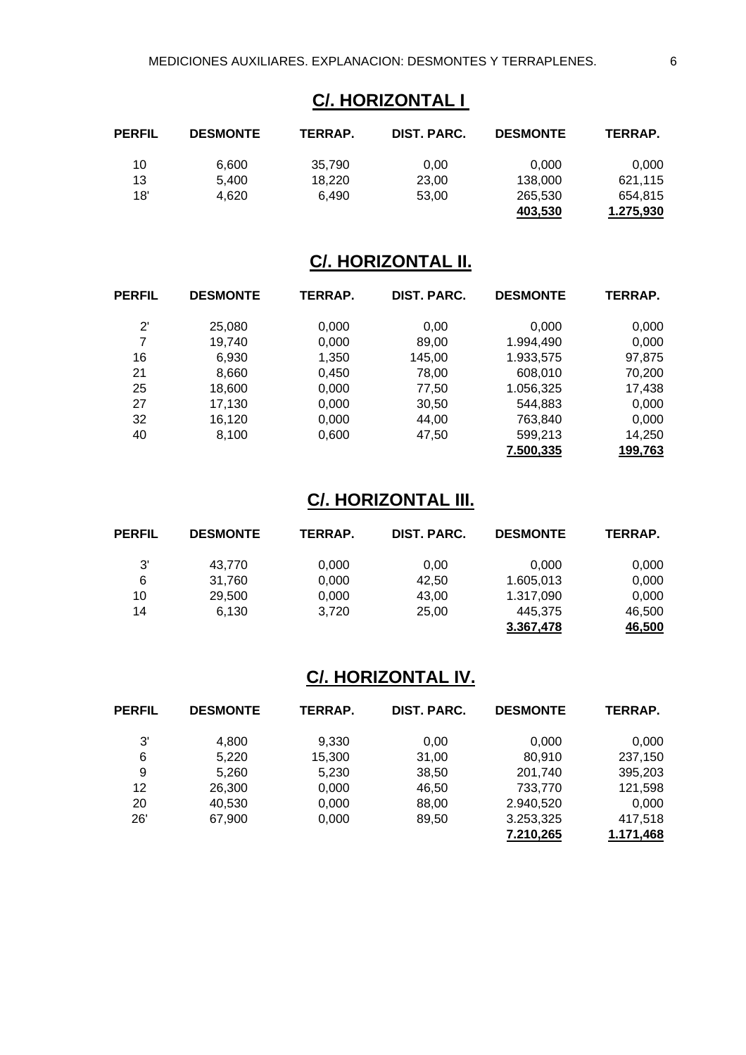## C/. HORIZONTAL I

| PERFIL | DESMONTE | TERRAP. | DIST. PARC. | DESMONTE | TERRAP. |
|---|---|---|---|---|---|
| 10 | 6,600 | 35,790 | 0,00 | 0,000 | 0,000 |
| 13 | 5,400 | 18,220 | 23,00 | 138,000 | 621,115 |
| 18' | 4,620 | 6,490 | 53,00 | 265,530 | 654,815 |
| | | | | **403,530** | **1.275,930** |

## C/. HORIZONTAL II.

| PERFIL | DESMONTE | TERRAP. | DIST. PARC. | DESMONTE | TERRAP. |
|---|---|---|---|---|---|
| 2' | 25,080 | 0,000 | 0,00 | 0,000 | 0,000 |
| 7 | 19,740 | 0,000 | 89,00 | 1.994,490 | 0,000 |
| 16 | 6,930 | 1,350 | 145,00 | 1.933,575 | 97,875 |
| 21 | 8,660 | 0,450 | 78,00 | 608,010 | 70,200 |
| 25 | 18,600 | 0,000 | 77,50 | 1.056,325 | 17,438 |
| 27 | 17,130 | 0,000 | 30,50 | 544,883 | 0,000 |
| 32 | 16,120 | 0,000 | 44,00 | 763,840 | 0,000 |
| 40 | 8,100 | 0,600 | 47,50 | 599,213 | 14,250 |
| | | | | **7.500,335** | **199,763** |

## C/. HORIZONTAL III.

| PERFIL | DESMONTE | TERRAP. | DIST. PARC. | DESMONTE | TERRAP. |
|---|---|---|---|---|---|
| 3' | 43,770 | 0,000 | 0,00 | 0,000 | 0,000 |
| 6 | 31,760 | 0,000 | 42,50 | 1.605,013 | 0,000 |
| 10 | 29,500 | 0,000 | 43,00 | 1.317,090 | 0,000 |
| 14 | 6,130 | 3,720 | 25,00 | 445,375 | 46,500 |
| | | | | **3.367,478** | **46,500** |

## C/. HORIZONTAL IV.

| PERFIL | DESMONTE | TERRAP. | DIST. PARC. | DESMONTE | TERRAP. |
|---|---|---|---|---|---|
| 3' | 4,800 | 9,330 | 0,00 | 0,000 | 0,000 |
| 6 | 5,220 | 15,300 | 31,00 | 80,910 | 237,150 |
| 9 | 5,260 | 5,230 | 38,50 | 201,740 | 395,203 |
| 12 | 26,300 | 0,000 | 46,50 | 733,770 | 121,598 |
| 20 | 40,530 | 0,000 | 88,00 | 2.940,520 | 0,000 |
| 26' | 67,900 | 0,000 | 89,50 | 3.253,325 | 417,518 |
| | | | | **7.210,265** | **1.171,468** |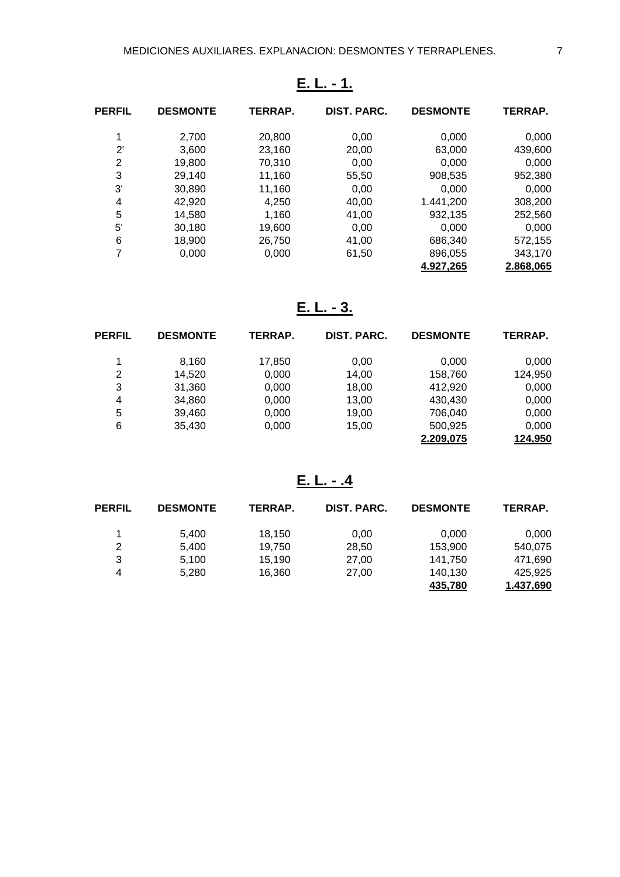## E. L. - 1.

| PERFIL | DESMONTE | TERRAP. | DIST. PARC. | DESMONTE | TERRAP. |
|---|---|---|---|---|---|
| 1 | 2,700 | 20,800 | 0,00 | 0,000 | 0,000 |
| 2' | 3,600 | 23,160 | 20,00 | 63,000 | 439,600 |
| 2 | 19,800 | 70,310 | 0,00 | 0,000 | 0,000 |
| 3 | 29,140 | 11,160 | 55,50 | 908,535 | 952,380 |
| 3' | 30,890 | 11,160 | 0,00 | 0,000 | 0,000 |
| 4 | 42,920 | 4,250 | 40,00 | 1.441,200 | 308,200 |
| 5 | 14,580 | 1,160 | 41,00 | 932,135 | 252,560 |
| 5' | 30,180 | 19,600 | 0,00 | 0,000 | 0,000 |
| 6 | 18,900 | 26,750 | 41,00 | 686,340 | 572,155 |
| 7 | 0,000 | 0,000 | 61,50 | 896,055 | 343,170 |
| | | | | **4.927,265** | **2.868,065** |

## E. L. - 3.

| PERFIL | DESMONTE | TERRAP. | DIST. PARC. | DESMONTE | TERRAP. |
|---|---|---|---|---|---|
| 1 | 8,160 | 17,850 | 0,00 | 0,000 | 0,000 |
| 2 | 14,520 | 0,000 | 14,00 | 158,760 | 124,950 |
| 3 | 31,360 | 0,000 | 18,00 | 412,920 | 0,000 |
| 4 | 34,860 | 0,000 | 13,00 | 430,430 | 0,000 |
| 5 | 39,460 | 0,000 | 19,00 | 706,040 | 0,000 |
| 6 | 35,430 | 0,000 | 15,00 | 500,925 | 0,000 |
| | | | | **2.209,075** | **124,950** |

## E. L. - .4

| PERFIL | DESMONTE | TERRAP. | DIST. PARC. | DESMONTE | TERRAP. |
|---|---|---|---|---|---|
| 1 | 5,400 | 18,150 | 0,00 | 0,000 | 0,000 |
| 2 | 5,400 | 19,750 | 28,50 | 153,900 | 540,075 |
| 3 | 5,100 | 15,190 | 27,00 | 141,750 | 471,690 |
| 4 | 5,280 | 16,360 | 27,00 | 140,130 | 425,925 |
| | | | | **435,780** | **1.437,690** |